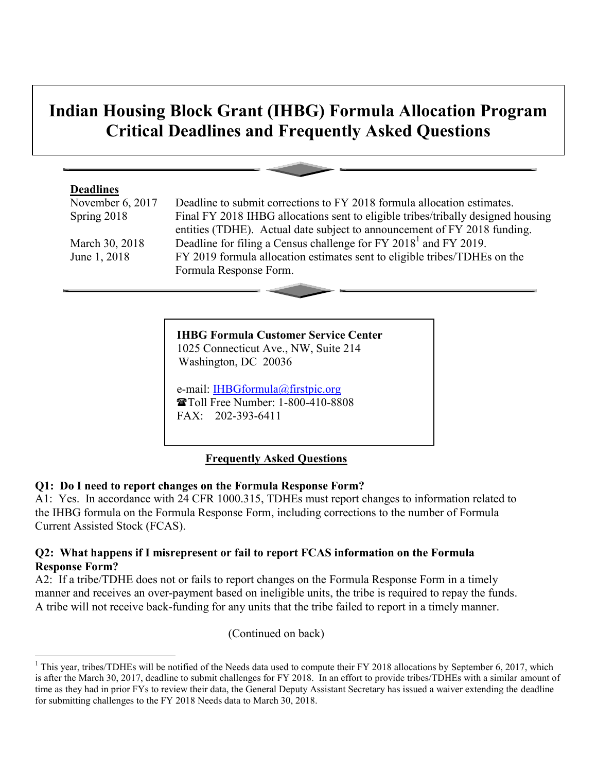# Indian Housing Block Grant (IHBG) Formula Allocation Program Critical Deadlines and Frequently Asked Questions

**Deadlines**

| | |
|---|---|
| November 6, 2017 | Deadline to submit corrections to FY 2018 formula allocation estimates. |
| Spring 2018 | Final FY 2018 IHBG allocations sent to eligible tribes/tribally designed housing entities (TDHE). Actual date subject to announcement of FY 2018 funding. |
| March 30, 2018 | Deadline for filing a Census challenge for FY 2018[1] and FY 2019. |
| June 1, 2018 | FY 2019 formula allocation estimates sent to eligible tribes/TDHEs on the Formula Response Form. |

**IHBG Formula Customer Service Center**
1025 Connecticut Ave., NW, Suite 214
Washington, DC 20036

e-mail: IHBGformula@firstpic.org
☎Toll Free Number: 1-800-410-8808
FAX: 202-393-6411

## Frequently Asked Questions

**Q1: Do I need to report changes on the Formula Response Form?**

A1: Yes. In accordance with 24 CFR 1000.315, TDHEs must report changes to information related to the IHBG formula on the Formula Response Form, including corrections to the number of Formula Current Assisted Stock (FCAS).

**Q2: What happens if I misrepresent or fail to report FCAS information on the Formula Response Form?**

A2: If a tribe/TDHE does not or fails to report changes on the Formula Response Form in a timely manner and receives an over-payment based on ineligible units, the tribe is required to repay the funds. A tribe will not receive back-funding for any units that the tribe failed to report in a timely manner.

(Continued on back)

[1] This year, tribes/TDHEs will be notified of the Needs data used to compute their FY 2018 allocations by September 6, 2017, which is after the March 30, 2017, deadline to submit challenges for FY 2018. In an effort to provide tribes/TDHEs with a similar amount of time as they had in prior FYs to review their data, the General Deputy Assistant Secretary has issued a waiver extending the deadline for submitting challenges to the FY 2018 Needs data to March 30, 2018.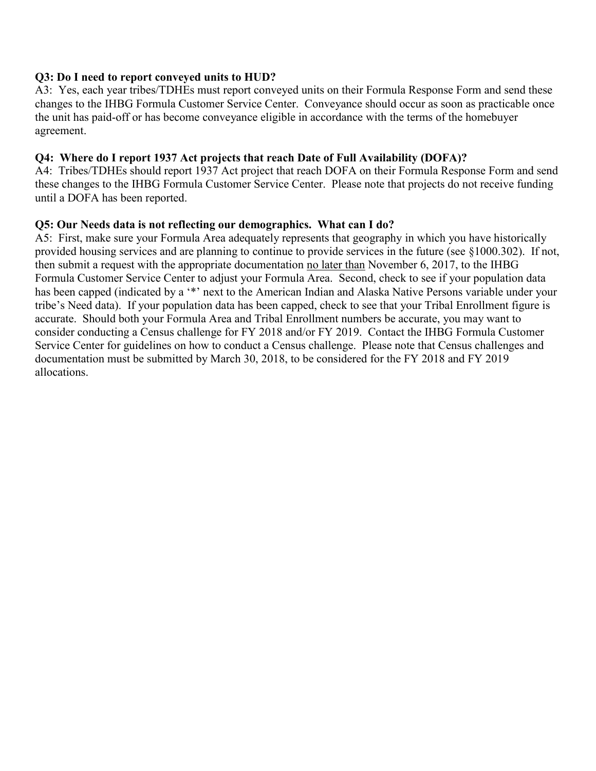**Q3: Do I need to report conveyed units to HUD?**

A3: Yes, each year tribes/TDHEs must report conveyed units on their Formula Response Form and send these changes to the IHBG Formula Customer Service Center. Conveyance should occur as soon as practicable once the unit has paid-off or has become conveyance eligible in accordance with the terms of the homebuyer agreement.

**Q4: Where do I report 1937 Act projects that reach Date of Full Availability (DOFA)?**

A4: Tribes/TDHEs should report 1937 Act project that reach DOFA on their Formula Response Form and send these changes to the IHBG Formula Customer Service Center. Please note that projects do not receive funding until a DOFA has been reported.

**Q5: Our Needs data is not reflecting our demographics. What can I do?**

A5: First, make sure your Formula Area adequately represents that geography in which you have historically provided housing services and are planning to continue to provide services in the future (see §1000.302). If not, then submit a request with the appropriate documentation <u>no later than</u> November 6, 2017, to the IHBG Formula Customer Service Center to adjust your Formula Area. Second, check to see if your population data has been capped (indicated by a '*' next to the American Indian and Alaska Native Persons variable under your tribe's Need data). If your population data has been capped, check to see that your Tribal Enrollment figure is accurate. Should both your Formula Area and Tribal Enrollment numbers be accurate, you may want to consider conducting a Census challenge for FY 2018 and/or FY 2019. Contact the IHBG Formula Customer Service Center for guidelines on how to conduct a Census challenge. Please note that Census challenges and documentation must be submitted by March 30, 2018, to be considered for the FY 2018 and FY 2019 allocations.